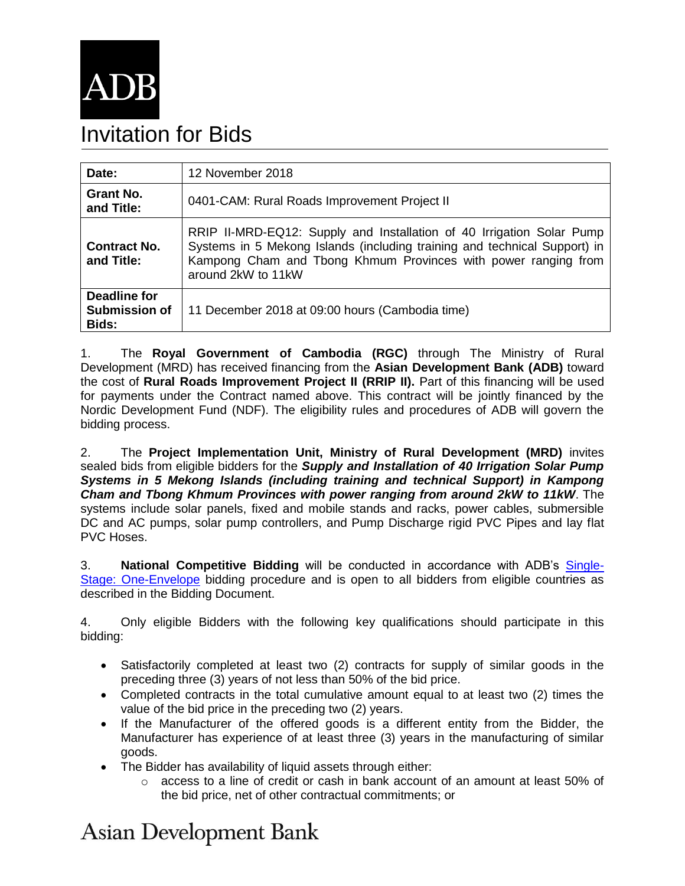ADB

# Invitation for Bids

| | |
|---|---|
| **Date:** | 12 November 2018 |
| **Grant No. and Title:** | 0401-CAM: Rural Roads Improvement Project II |
| **Contract No. and Title:** | RRIP II-MRD-EQ12: Supply and Installation of 40 Irrigation Solar Pump Systems in 5 Mekong Islands (including training and technical Support) in Kampong Cham and Tbong Khmum Provinces with power ranging from around 2kW to 11kW |
| **Deadline for Submission of Bids:** | 11 December 2018 at 09:00 hours (Cambodia time) |

1. The **Royal Government of Cambodia (RGC)** through The Ministry of Rural Development (MRD) has received financing from the **Asian Development Bank (ADB)** toward the cost of **Rural Roads Improvement Project II (RRIP II).** Part of this financing will be used for payments under the Contract named above. This contract will be jointly financed by the Nordic Development Fund (NDF). The eligibility rules and procedures of ADB will govern the bidding process.

2. The **Project Implementation Unit, Ministry of Rural Development (MRD)** invites sealed bids from eligible bidders for the ***Supply and Installation of 40 Irrigation Solar Pump Systems in 5 Mekong Islands (including training and technical Support) in Kampong Cham and Tbong Khmum Provinces with power ranging from around 2kW to 11kW***. The systems include solar panels, fixed and mobile stands and racks, power cables, submersible DC and AC pumps, solar pump controllers, and Pump Discharge rigid PVC Pipes and lay flat PVC Hoses.

3. **National Competitive Bidding** will be conducted in accordance with ADB's Single-Stage: One-Envelope bidding procedure and is open to all bidders from eligible countries as described in the Bidding Document.

4. Only eligible Bidders with the following key qualifications should participate in this bidding:

- Satisfactorily completed at least two (2) contracts for supply of similar goods in the preceding three (3) years of not less than 50% of the bid price.
- Completed contracts in the total cumulative amount equal to at least two (2) times the value of the bid price in the preceding two (2) years.
- If the Manufacturer of the offered goods is a different entity from the Bidder, the Manufacturer has experience of at least three (3) years in the manufacturing of similar goods.
- The Bidder has availability of liquid assets through either:
  - access to a line of credit or cash in bank account of an amount at least 50% of the bid price, net of other contractual commitments; or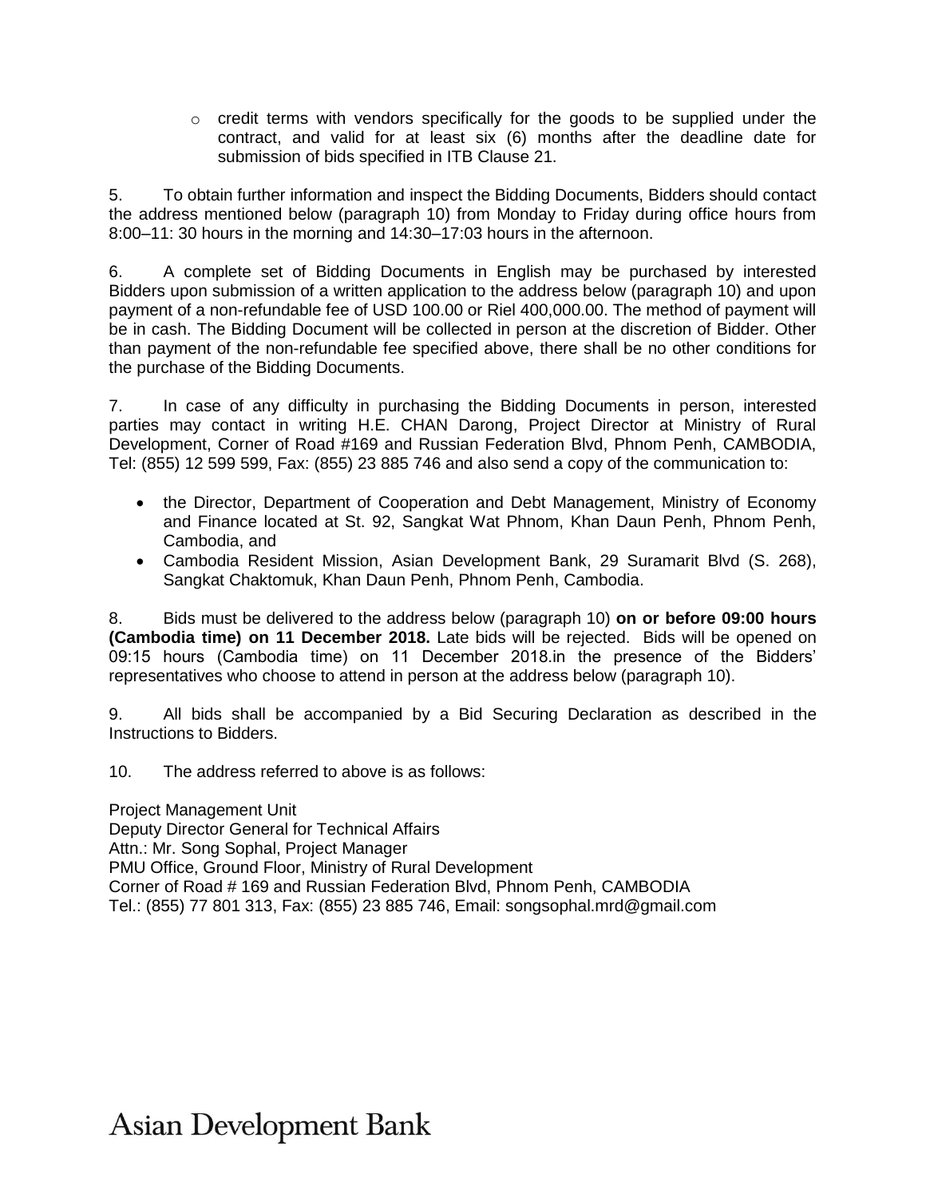- credit terms with vendors specifically for the goods to be supplied under the contract, and valid for at least six (6) months after the deadline date for submission of bids specified in ITB Clause 21.

5. To obtain further information and inspect the Bidding Documents, Bidders should contact the address mentioned below (paragraph 10) from Monday to Friday during office hours from 8:00–11: 30 hours in the morning and 14:30–17:03 hours in the afternoon.

6. A complete set of Bidding Documents in English may be purchased by interested Bidders upon submission of a written application to the address below (paragraph 10) and upon payment of a non-refundable fee of USD 100.00 or Riel 400,000.00. The method of payment will be in cash. The Bidding Document will be collected in person at the discretion of Bidder. Other than payment of the non-refundable fee specified above, there shall be no other conditions for the purchase of the Bidding Documents.

7. In case of any difficulty in purchasing the Bidding Documents in person, interested parties may contact in writing H.E. CHAN Darong, Project Director at Ministry of Rural Development, Corner of Road #169 and Russian Federation Blvd, Phnom Penh, CAMBODIA, Tel: (855) 12 599 599, Fax: (855) 23 885 746 and also send a copy of the communication to:

- the Director, Department of Cooperation and Debt Management, Ministry of Economy and Finance located at St. 92, Sangkat Wat Phnom, Khan Daun Penh, Phnom Penh, Cambodia, and
- Cambodia Resident Mission, Asian Development Bank, 29 Suramarit Blvd (S. 268), Sangkat Chaktomuk, Khan Daun Penh, Phnom Penh, Cambodia.

8. Bids must be delivered to the address below (paragraph 10) **on or before 09:00 hours (Cambodia time) on 11 December 2018.** Late bids will be rejected. Bids will be opened on 09:15 hours (Cambodia time) on 11 December 2018.in the presence of the Bidders' representatives who choose to attend in person at the address below (paragraph 10).

9. All bids shall be accompanied by a Bid Securing Declaration as described in the Instructions to Bidders.

10. The address referred to above is as follows:

Project Management Unit
Deputy Director General for Technical Affairs
Attn.: Mr. Song Sophal, Project Manager
PMU Office, Ground Floor, Ministry of Rural Development
Corner of Road # 169 and Russian Federation Blvd, Phnom Penh, CAMBODIA
Tel.: (855) 77 801 313, Fax: (855) 23 885 746, Email: songsophal.mrd@gmail.com